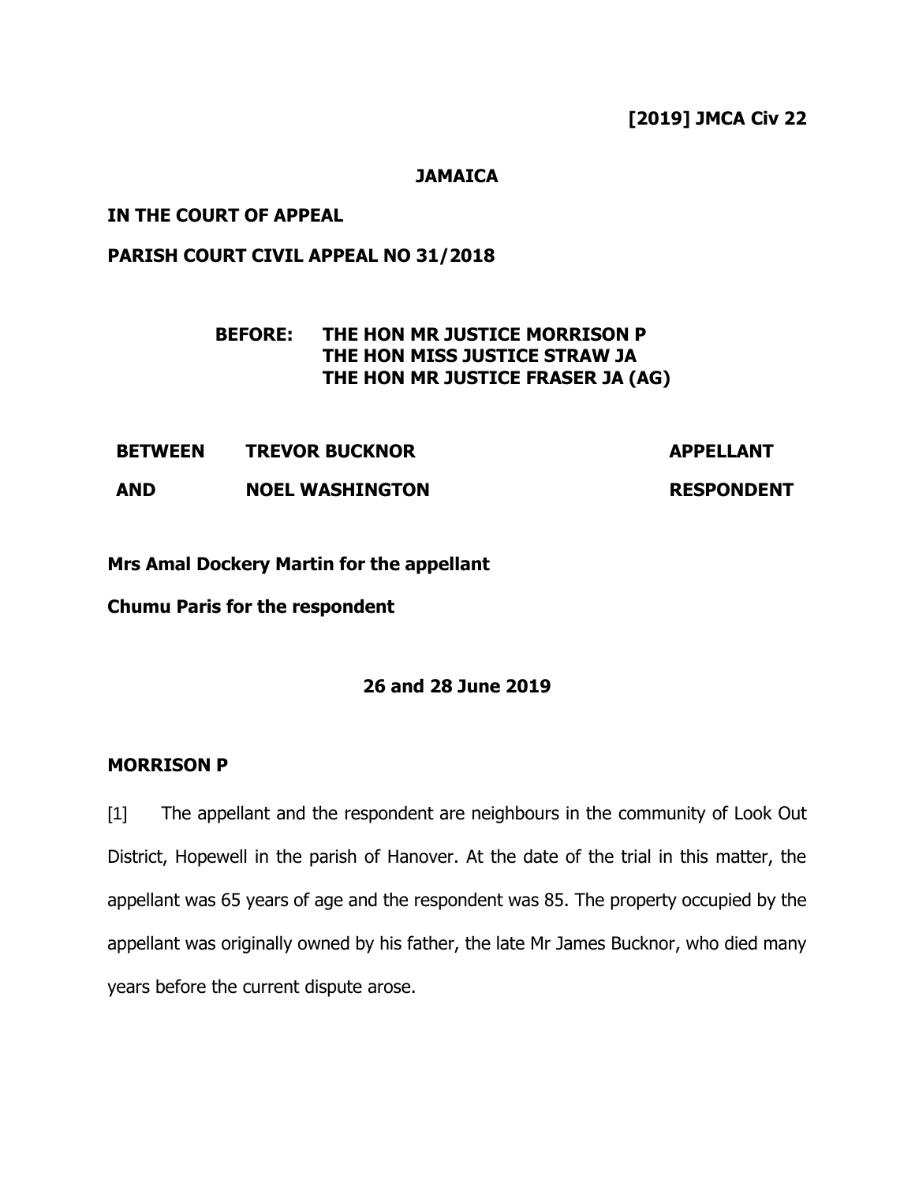**[2019] JMCA Civ 22**

**JAMAICA**

**IN THE COURT OF APPEAL**

**PARISH COURT CIVIL APPEAL NO 31/2018**

**BEFORE: THE HON MR JUSTICE MORRISON P**
**THE HON MISS JUSTICE STRAW JA**
**THE HON MR JUSTICE FRASER JA (AG)**

| | | |
|---|---|---|
| **BETWEEN** | **TREVOR BUCKNOR** | **APPELLANT** |
| **AND** | **NOEL WASHINGTON** | **RESPONDENT** |

**Mrs Amal Dockery Martin for the appellant**

**Chumu Paris for the respondent**

**26 and 28 June 2019**

**MORRISON P**

[1] The appellant and the respondent are neighbours in the community of Look Out District, Hopewell in the parish of Hanover. At the date of the trial in this matter, the appellant was 65 years of age and the respondent was 85. The property occupied by the appellant was originally owned by his father, the late Mr James Bucknor, who died many years before the current dispute arose.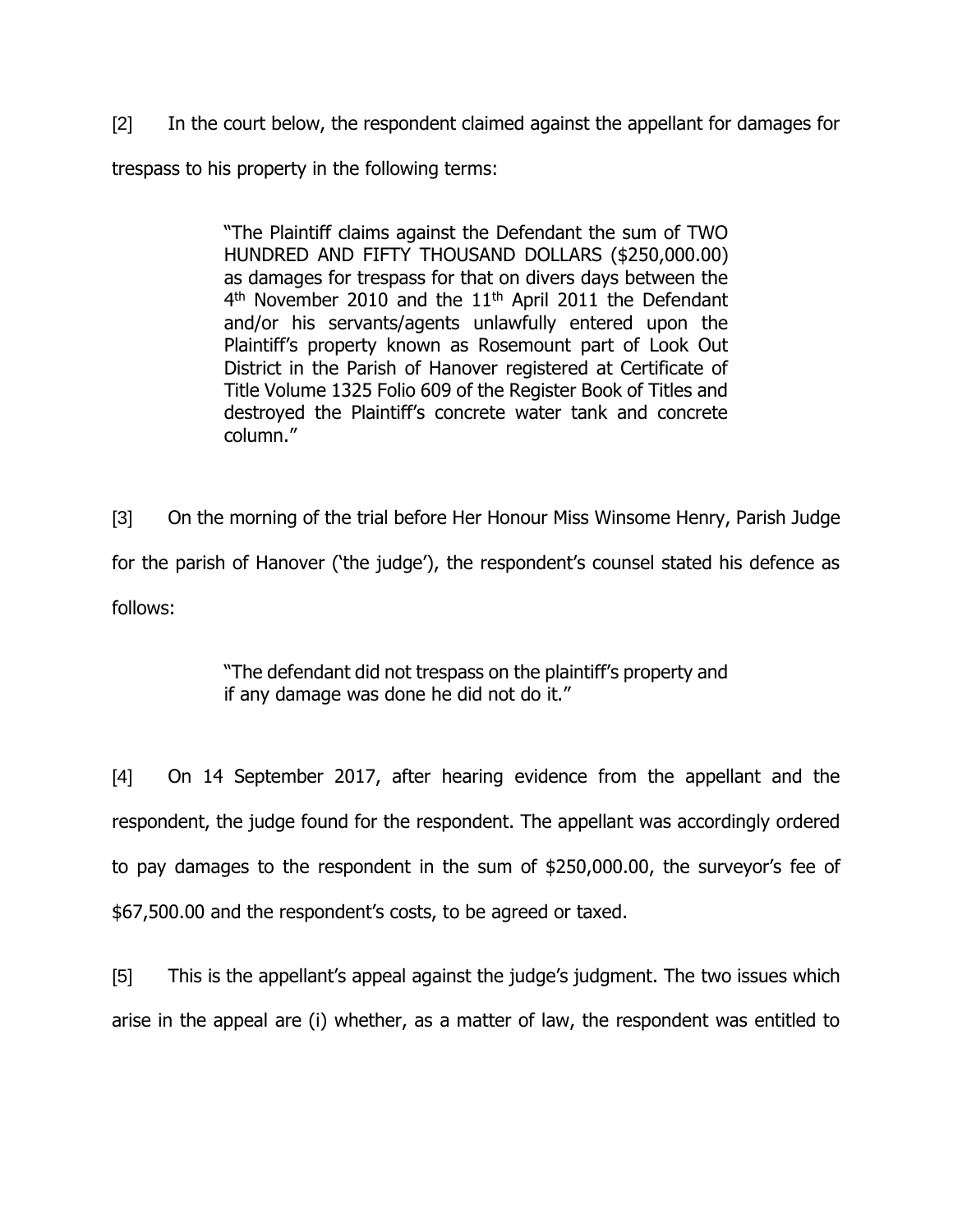[2] In the court below, the respondent claimed against the appellant for damages for trespass to his property in the following terms:

> "The Plaintiff claims against the Defendant the sum of TWO HUNDRED AND FIFTY THOUSAND DOLLARS ($250,000.00) as damages for trespass for that on divers days between the 4th November 2010 and the 11th April 2011 the Defendant and/or his servants/agents unlawfully entered upon the Plaintiff's property known as Rosemount part of Look Out District in the Parish of Hanover registered at Certificate of Title Volume 1325 Folio 609 of the Register Book of Titles and destroyed the Plaintiff's concrete water tank and concrete column."

[3] On the morning of the trial before Her Honour Miss Winsome Henry, Parish Judge for the parish of Hanover ('the judge'), the respondent's counsel stated his defence as follows:

> "The defendant did not trespass on the plaintiff's property and if any damage was done he did not do it."

[4] On 14 September 2017, after hearing evidence from the appellant and the respondent, the judge found for the respondent. The appellant was accordingly ordered to pay damages to the respondent in the sum of $250,000.00, the surveyor's fee of $67,500.00 and the respondent's costs, to be agreed or taxed.

[5] This is the appellant's appeal against the judge's judgment. The two issues which arise in the appeal are (i) whether, as a matter of law, the respondent was entitled to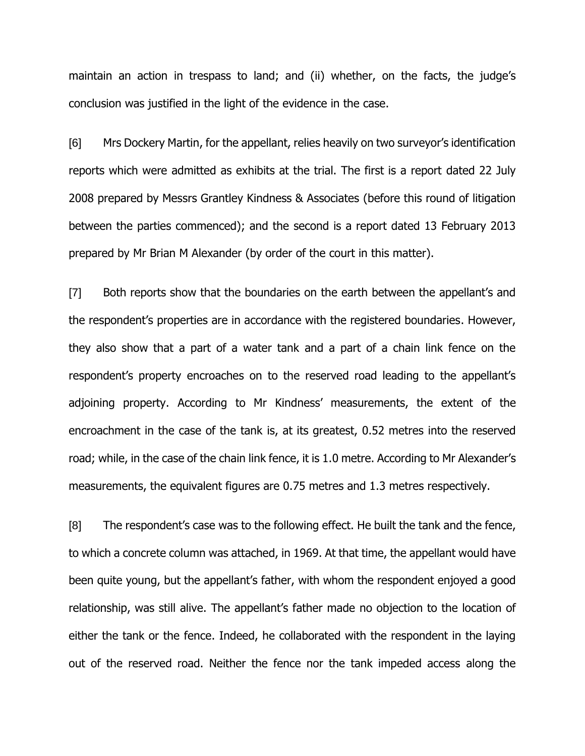maintain an action in trespass to land; and (ii) whether, on the facts, the judge's conclusion was justified in the light of the evidence in the case.

[6] Mrs Dockery Martin, for the appellant, relies heavily on two surveyor's identification reports which were admitted as exhibits at the trial. The first is a report dated 22 July 2008 prepared by Messrs Grantley Kindness & Associates (before this round of litigation between the parties commenced); and the second is a report dated 13 February 2013 prepared by Mr Brian M Alexander (by order of the court in this matter).

[7] Both reports show that the boundaries on the earth between the appellant's and the respondent's properties are in accordance with the registered boundaries. However, they also show that a part of a water tank and a part of a chain link fence on the respondent's property encroaches on to the reserved road leading to the appellant's adjoining property. According to Mr Kindness' measurements, the extent of the encroachment in the case of the tank is, at its greatest, 0.52 metres into the reserved road; while, in the case of the chain link fence, it is 1.0 metre. According to Mr Alexander's measurements, the equivalent figures are 0.75 metres and 1.3 metres respectively.

[8] The respondent's case was to the following effect. He built the tank and the fence, to which a concrete column was attached, in 1969. At that time, the appellant would have been quite young, but the appellant's father, with whom the respondent enjoyed a good relationship, was still alive. The appellant's father made no objection to the location of either the tank or the fence. Indeed, he collaborated with the respondent in the laying out of the reserved road. Neither the fence nor the tank impeded access along the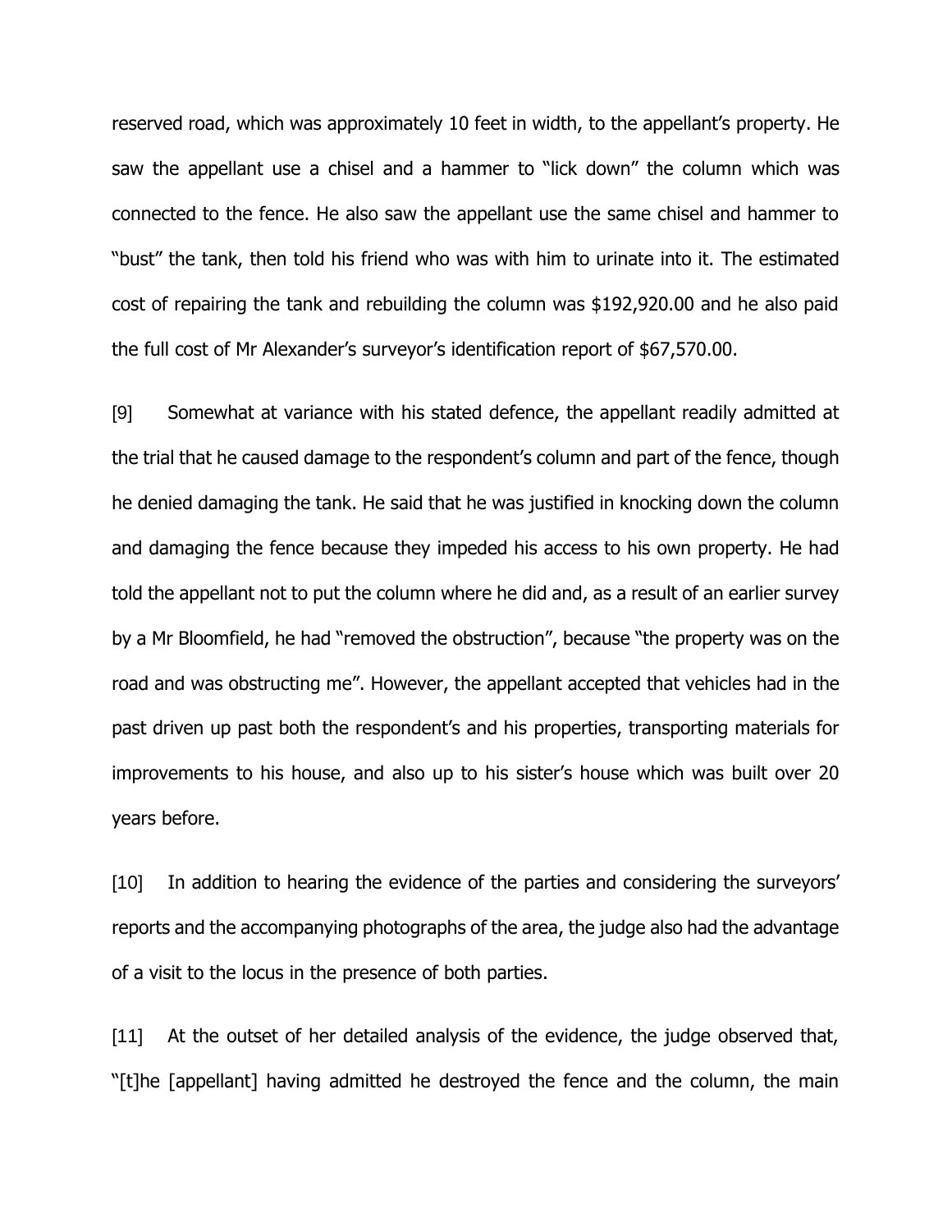reserved road, which was approximately 10 feet in width, to the appellant's property. He saw the appellant use a chisel and a hammer to "lick down" the column which was connected to the fence. He also saw the appellant use the same chisel and hammer to "bust" the tank, then told his friend who was with him to urinate into it. The estimated cost of repairing the tank and rebuilding the column was $192,920.00 and he also paid the full cost of Mr Alexander's surveyor's identification report of $67,570.00.

[9] Somewhat at variance with his stated defence, the appellant readily admitted at the trial that he caused damage to the respondent's column and part of the fence, though he denied damaging the tank. He said that he was justified in knocking down the column and damaging the fence because they impeded his access to his own property. He had told the appellant not to put the column where he did and, as a result of an earlier survey by a Mr Bloomfield, he had "removed the obstruction", because "the property was on the road and was obstructing me". However, the appellant accepted that vehicles had in the past driven up past both the respondent's and his properties, transporting materials for improvements to his house, and also up to his sister's house which was built over 20 years before.

[10] In addition to hearing the evidence of the parties and considering the surveyors' reports and the accompanying photographs of the area, the judge also had the advantage of a visit to the locus in the presence of both parties.

[11] At the outset of her detailed analysis of the evidence, the judge observed that, "[t]he [appellant] having admitted he destroyed the fence and the column, the main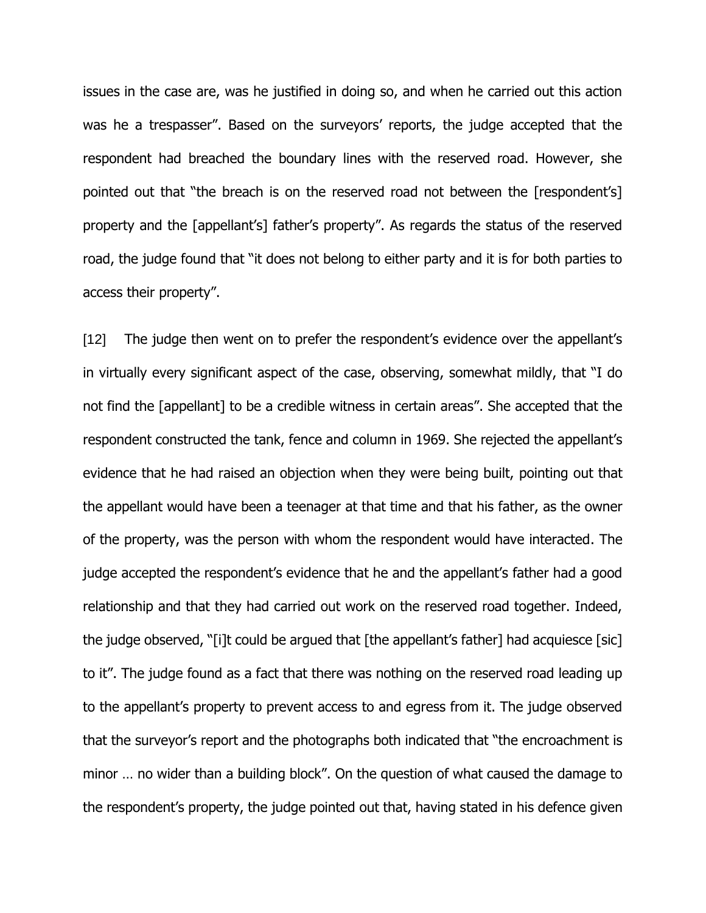issues in the case are, was he justified in doing so, and when he carried out this action was he a trespasser". Based on the surveyors' reports, the judge accepted that the respondent had breached the boundary lines with the reserved road. However, she pointed out that "the breach is on the reserved road not between the [respondent's] property and the [appellant's] father's property". As regards the status of the reserved road, the judge found that "it does not belong to either party and it is for both parties to access their property".

[12] The judge then went on to prefer the respondent's evidence over the appellant's in virtually every significant aspect of the case, observing, somewhat mildly, that "I do not find the [appellant] to be a credible witness in certain areas". She accepted that the respondent constructed the tank, fence and column in 1969. She rejected the appellant's evidence that he had raised an objection when they were being built, pointing out that the appellant would have been a teenager at that time and that his father, as the owner of the property, was the person with whom the respondent would have interacted. The judge accepted the respondent's evidence that he and the appellant's father had a good relationship and that they had carried out work on the reserved road together. Indeed, the judge observed, "[i]t could be argued that [the appellant's father] had acquiesce [sic] to it". The judge found as a fact that there was nothing on the reserved road leading up to the appellant's property to prevent access to and egress from it. The judge observed that the surveyor's report and the photographs both indicated that "the encroachment is minor … no wider than a building block". On the question of what caused the damage to the respondent's property, the judge pointed out that, having stated in his defence given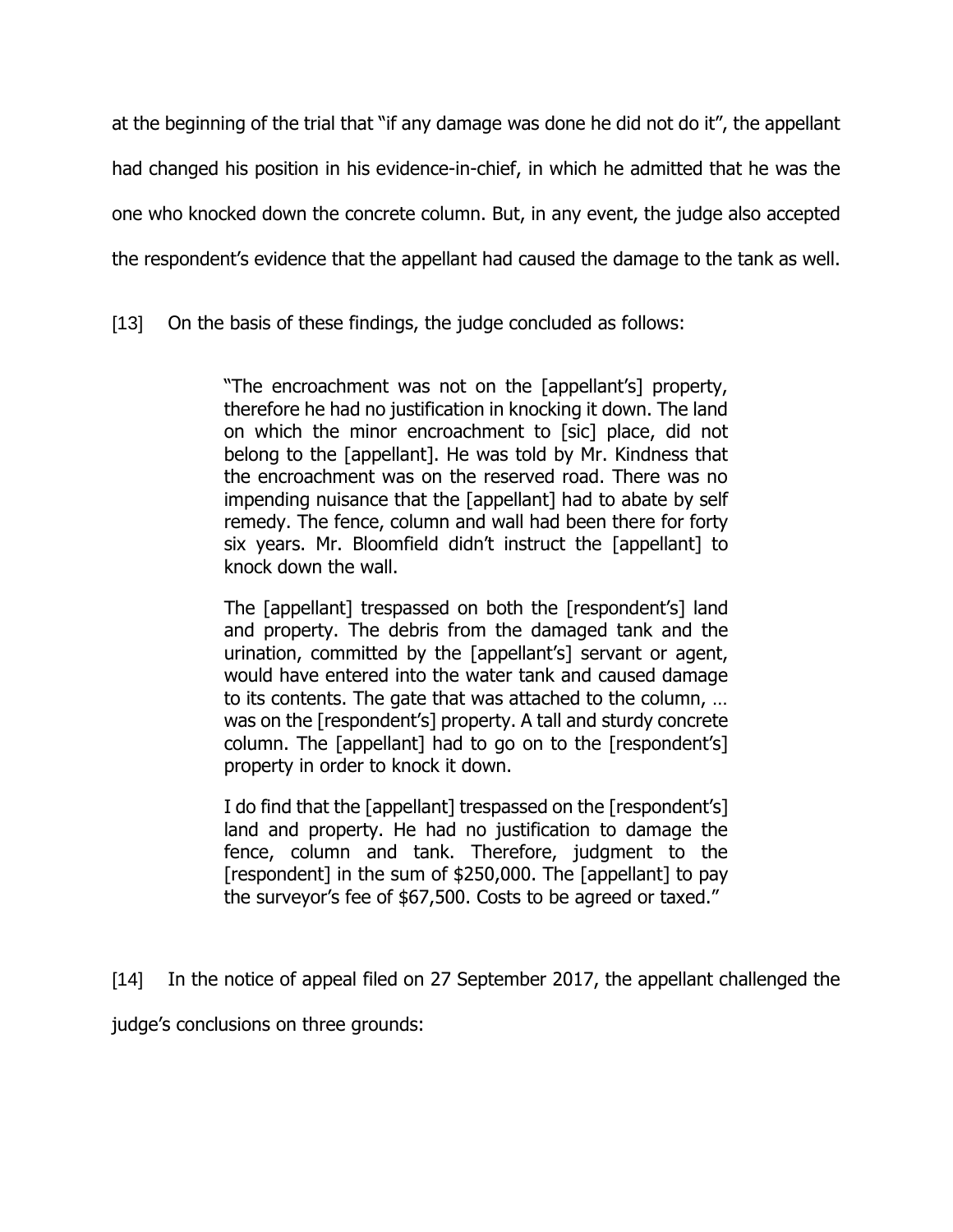at the beginning of the trial that "if any damage was done he did not do it", the appellant had changed his position in his evidence-in-chief, in which he admitted that he was the one who knocked down the concrete column. But, in any event, the judge also accepted the respondent's evidence that the appellant had caused the damage to the tank as well.

[13] On the basis of these findings, the judge concluded as follows:

> "The encroachment was not on the [appellant's] property, therefore he had no justification in knocking it down. The land on which the minor encroachment to [sic] place, did not belong to the [appellant]. He was told by Mr. Kindness that the encroachment was on the reserved road. There was no impending nuisance that the [appellant] had to abate by self remedy. The fence, column and wall had been there for forty six years. Mr. Bloomfield didn't instruct the [appellant] to knock down the wall.
>
> The [appellant] trespassed on both the [respondent's] land and property. The debris from the damaged tank and the urination, committed by the [appellant's] servant or agent, would have entered into the water tank and caused damage to its contents. The gate that was attached to the column, … was on the [respondent's] property. A tall and sturdy concrete column. The [appellant] had to go on to the [respondent's] property in order to knock it down.
>
> I do find that the [appellant] trespassed on the [respondent's] land and property. He had no justification to damage the fence, column and tank. Therefore, judgment to the [respondent] in the sum of $250,000. The [appellant] to pay the surveyor's fee of $67,500. Costs to be agreed or taxed."

[14] In the notice of appeal filed on 27 September 2017, the appellant challenged the judge's conclusions on three grounds: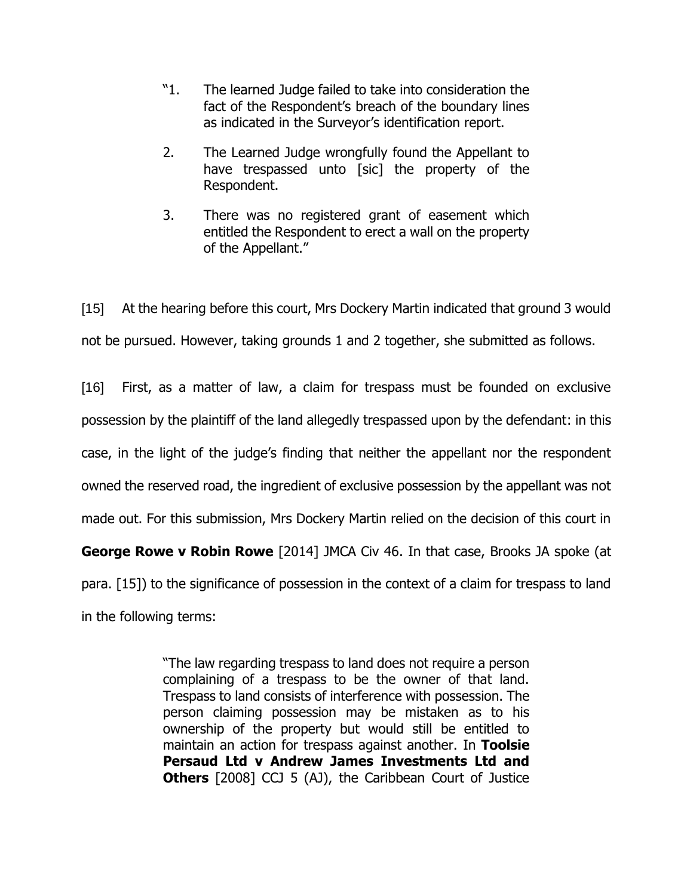> "1. The learned Judge failed to take into consideration the fact of the Respondent's breach of the boundary lines as indicated in the Surveyor's identification report.
>
> 2. The Learned Judge wrongfully found the Appellant to have trespassed unto [sic] the property of the Respondent.
>
> 3. There was no registered grant of easement which entitled the Respondent to erect a wall on the property of the Appellant."

[15] At the hearing before this court, Mrs Dockery Martin indicated that ground 3 would not be pursued. However, taking grounds 1 and 2 together, she submitted as follows.

[16] First, as a matter of law, a claim for trespass must be founded on exclusive possession by the plaintiff of the land allegedly trespassed upon by the defendant: in this case, in the light of the judge's finding that neither the appellant nor the respondent owned the reserved road, the ingredient of exclusive possession by the appellant was not made out. For this submission, Mrs Dockery Martin relied on the decision of this court in **George Rowe v Robin Rowe** [2014] JMCA Civ 46. In that case, Brooks JA spoke (at para. [15]) to the significance of possession in the context of a claim for trespass to land in the following terms:

> "The law regarding trespass to land does not require a person complaining of a trespass to be the owner of that land. Trespass to land consists of interference with possession. The person claiming possession may be mistaken as to his ownership of the property but would still be entitled to maintain an action for trespass against another. In **Toolsie Persaud Ltd v Andrew James Investments Ltd and Others** [2008] CCJ 5 (AJ), the Caribbean Court of Justice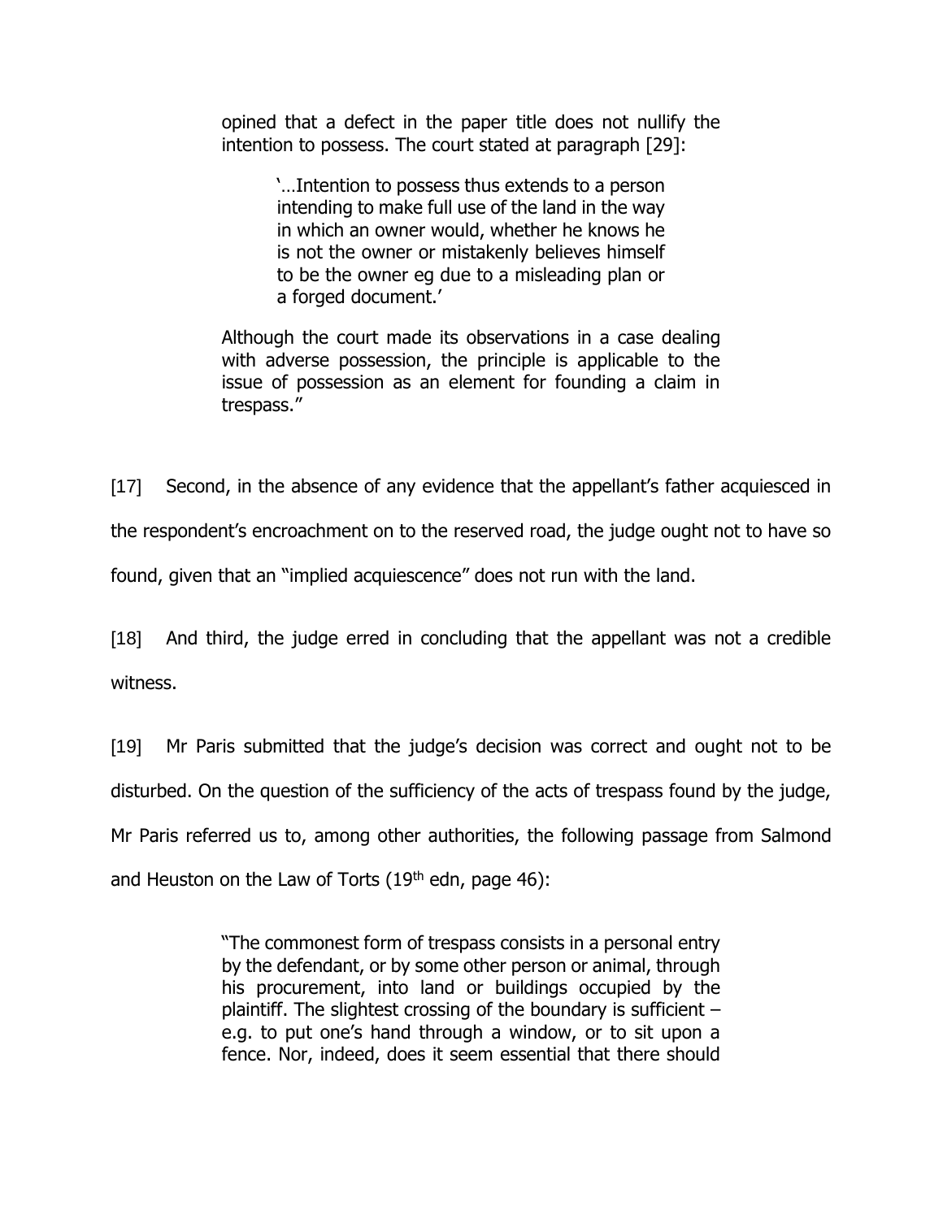> opined that a defect in the paper title does not nullify the intention to possess. The court stated at paragraph [29]:
>
> > '…Intention to possess thus extends to a person intending to make full use of the land in the way in which an owner would, whether he knows he is not the owner or mistakenly believes himself to be the owner eg due to a misleading plan or a forged document.'
>
> Although the court made its observations in a case dealing with adverse possession, the principle is applicable to the issue of possession as an element for founding a claim in trespass."

[17] Second, in the absence of any evidence that the appellant's father acquiesced in the respondent's encroachment on to the reserved road, the judge ought not to have so found, given that an "implied acquiescence" does not run with the land.

[18] And third, the judge erred in concluding that the appellant was not a credible witness.

[19] Mr Paris submitted that the judge's decision was correct and ought not to be disturbed. On the question of the sufficiency of the acts of trespass found by the judge, Mr Paris referred us to, among other authorities, the following passage from Salmond and Heuston on the Law of Torts (19th edn, page 46):

> "The commonest form of trespass consists in a personal entry by the defendant, or by some other person or animal, through his procurement, into land or buildings occupied by the plaintiff. The slightest crossing of the boundary is sufficient – e.g. to put one's hand through a window, or to sit upon a fence. Nor, indeed, does it seem essential that there should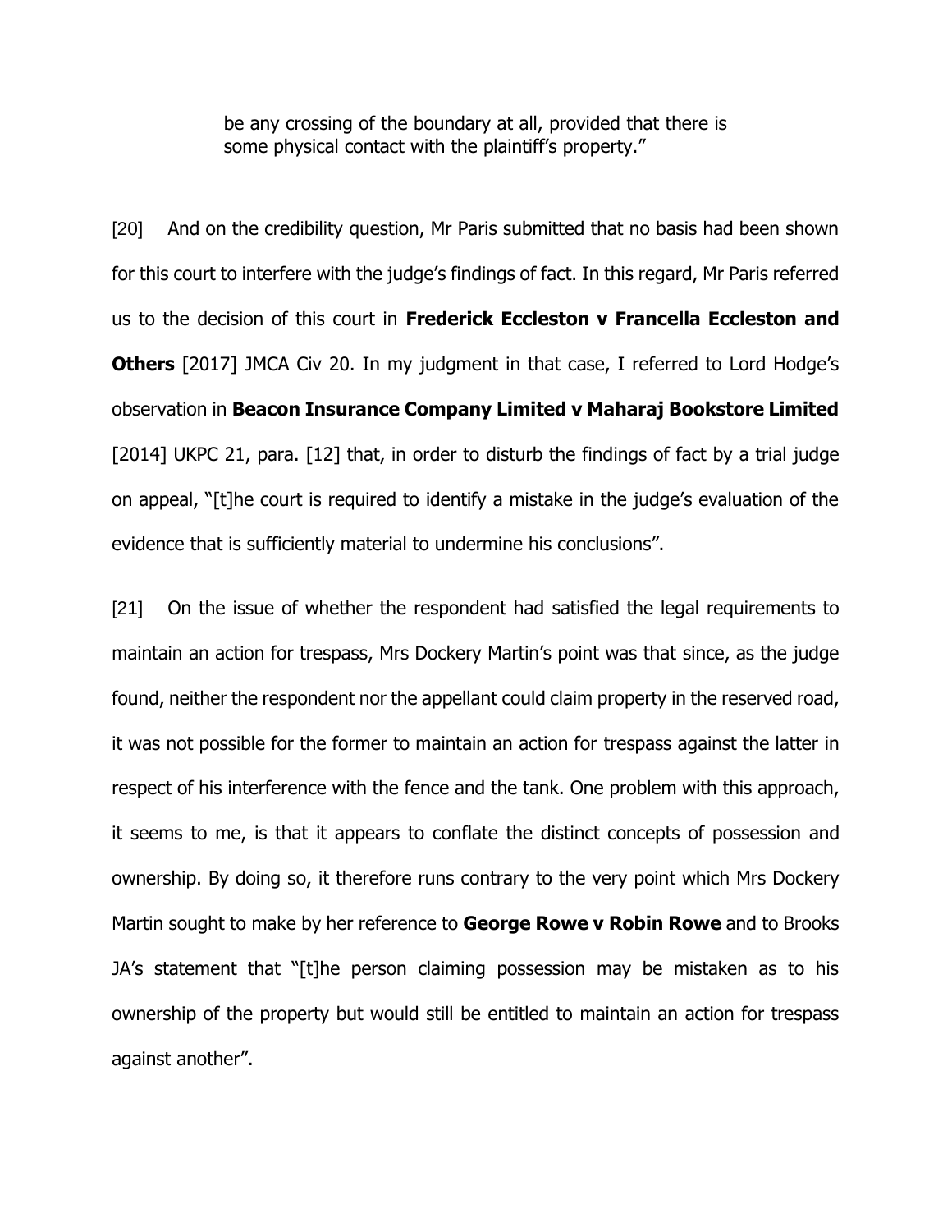> be any crossing of the boundary at all, provided that there is some physical contact with the plaintiff's property."

[20] And on the credibility question, Mr Paris submitted that no basis had been shown for this court to interfere with the judge's findings of fact. In this regard, Mr Paris referred us to the decision of this court in **Frederick Eccleston v Francella Eccleston and Others** [2017] JMCA Civ 20. In my judgment in that case, I referred to Lord Hodge's observation in **Beacon Insurance Company Limited v Maharaj Bookstore Limited** [2014] UKPC 21, para. [12] that, in order to disturb the findings of fact by a trial judge on appeal, "[t]he court is required to identify a mistake in the judge's evaluation of the evidence that is sufficiently material to undermine his conclusions".

[21] On the issue of whether the respondent had satisfied the legal requirements to maintain an action for trespass, Mrs Dockery Martin's point was that since, as the judge found, neither the respondent nor the appellant could claim property in the reserved road, it was not possible for the former to maintain an action for trespass against the latter in respect of his interference with the fence and the tank. One problem with this approach, it seems to me, is that it appears to conflate the distinct concepts of possession and ownership. By doing so, it therefore runs contrary to the very point which Mrs Dockery Martin sought to make by her reference to **George Rowe v Robin Rowe** and to Brooks JA's statement that "[t]he person claiming possession may be mistaken as to his ownership of the property but would still be entitled to maintain an action for trespass against another".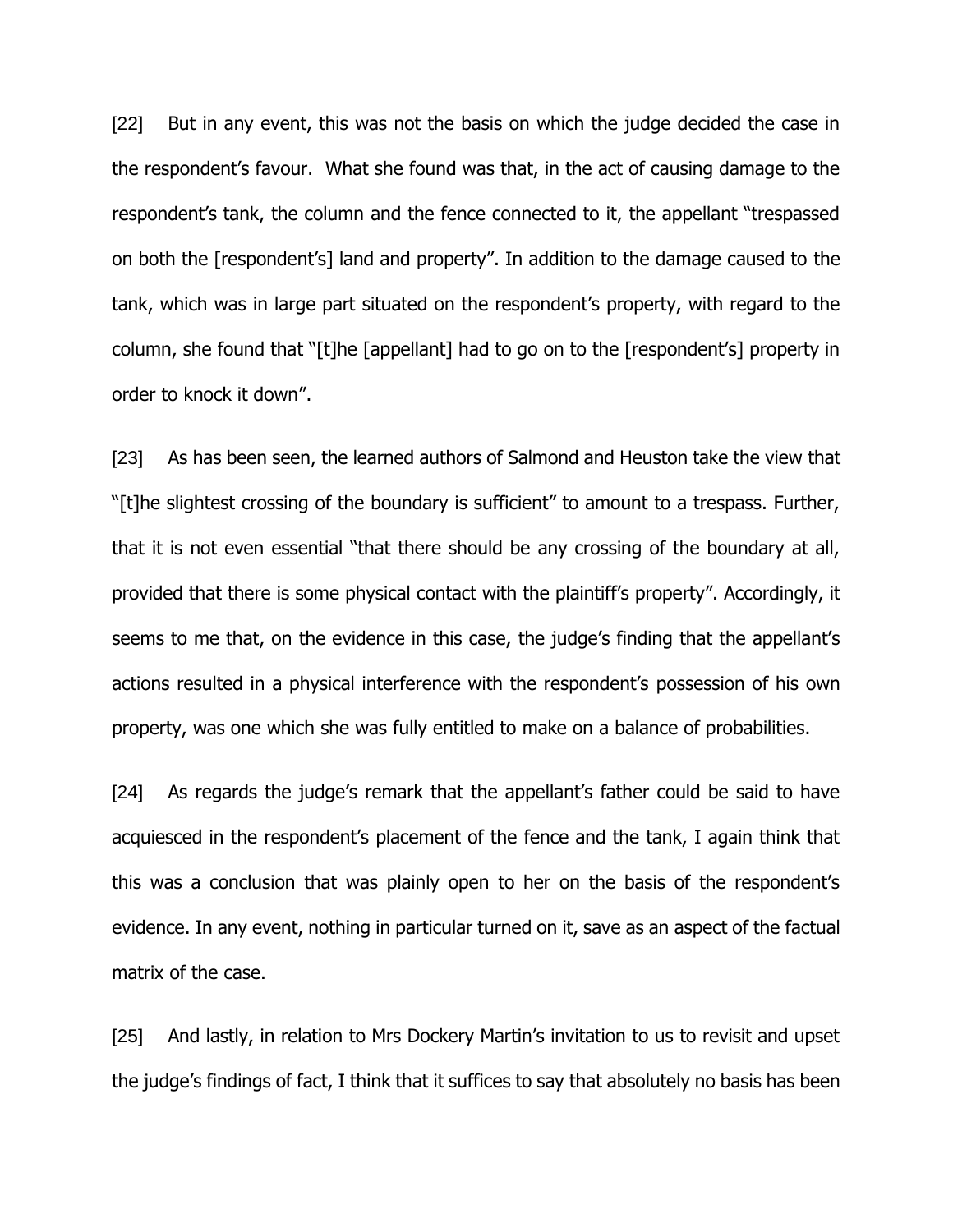[22] But in any event, this was not the basis on which the judge decided the case in the respondent's favour. What she found was that, in the act of causing damage to the respondent's tank, the column and the fence connected to it, the appellant "trespassed on both the [respondent's] land and property". In addition to the damage caused to the tank, which was in large part situated on the respondent's property, with regard to the column, she found that "[t]he [appellant] had to go on to the [respondent's] property in order to knock it down".

[23] As has been seen, the learned authors of Salmond and Heuston take the view that "[t]he slightest crossing of the boundary is sufficient" to amount to a trespass. Further, that it is not even essential "that there should be any crossing of the boundary at all, provided that there is some physical contact with the plaintiff's property". Accordingly, it seems to me that, on the evidence in this case, the judge's finding that the appellant's actions resulted in a physical interference with the respondent's possession of his own property, was one which she was fully entitled to make on a balance of probabilities.

[24] As regards the judge's remark that the appellant's father could be said to have acquiesced in the respondent's placement of the fence and the tank, I again think that this was a conclusion that was plainly open to her on the basis of the respondent's evidence. In any event, nothing in particular turned on it, save as an aspect of the factual matrix of the case.

[25] And lastly, in relation to Mrs Dockery Martin's invitation to us to revisit and upset the judge's findings of fact, I think that it suffices to say that absolutely no basis has been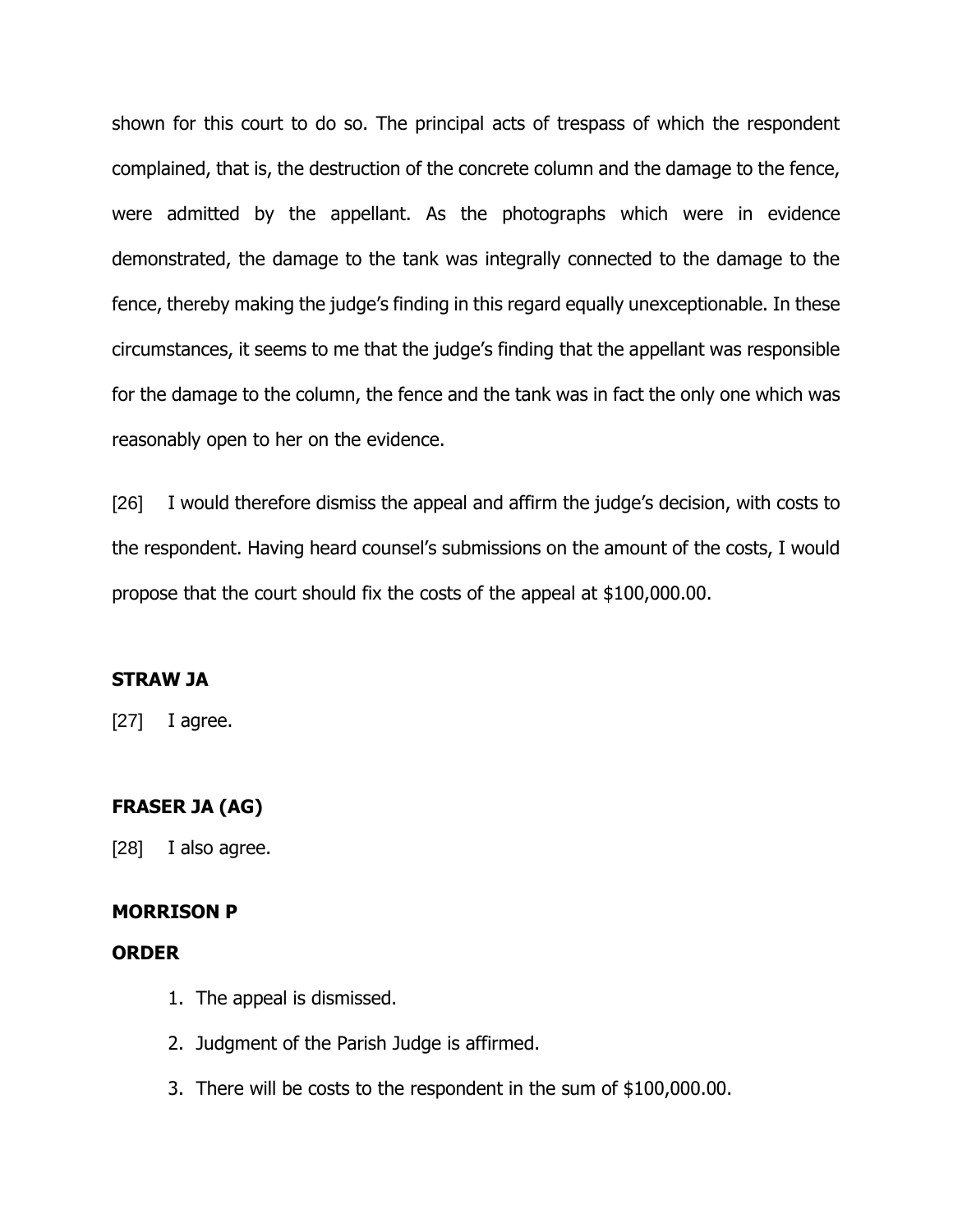shown for this court to do so. The principal acts of trespass of which the respondent complained, that is, the destruction of the concrete column and the damage to the fence, were admitted by the appellant. As the photographs which were in evidence demonstrated, the damage to the tank was integrally connected to the damage to the fence, thereby making the judge's finding in this regard equally unexceptionable. In these circumstances, it seems to me that the judge's finding that the appellant was responsible for the damage to the column, the fence and the tank was in fact the only one which was reasonably open to her on the evidence.

[26] I would therefore dismiss the appeal and affirm the judge's decision, with costs to the respondent. Having heard counsel's submissions on the amount of the costs, I would propose that the court should fix the costs of the appeal at $100,000.00.

**STRAW JA**

[27] I agree.

**FRASER JA (AG)**

[28] I also agree.

**MORRISON P**

**ORDER**

1. The appeal is dismissed.
2. Judgment of the Parish Judge is affirmed.
3. There will be costs to the respondent in the sum of $100,000.00.